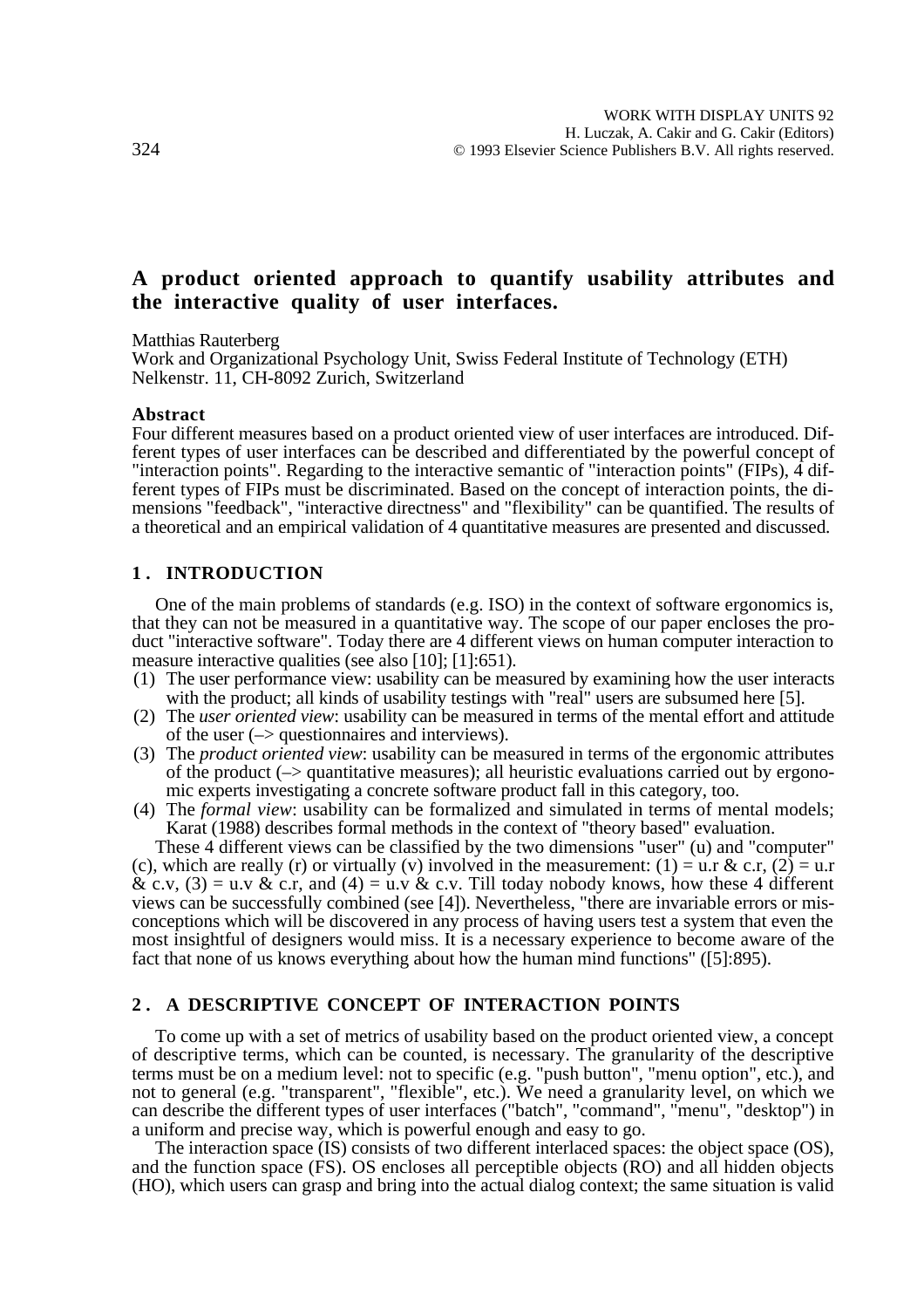# A product oriented approach to quantify usability attributes and the interactive quality of user interfaces.

Matthias Rauterberg

Work and Organizational Psychology Unit, Swiss Federal Institute of Technology (ETH)
Nelkenstr. 11, CH-8092 Zurich, Switzerland

## Abstract

Four different measures based on a product oriented view of user interfaces are introduced. Different types of user interfaces can be described and differentiated by the powerful concept of "interaction points". Regarding to the interactive semantic of "interaction points" (FIPs), 4 different types of FIPs must be discriminated. Based on the concept of interaction points, the dimensions "feedback", "interactive directness" and "flexibility" can be quantified. The results of a theoretical and an empirical validation of 4 quantitative measures are presented and discussed.

## 1. INTRODUCTION

One of the main problems of standards (e.g. ISO) in the context of software ergonomics is, that they can not be measured in a quantitative way. The scope of our paper encloses the product "interactive software". Today there are 4 different views on human computer interaction to measure interactive qualities (see also [10]; [1]:651).

(1) The user performance view: usability can be measured by examining how the user interacts with the product; all kinds of usability testings with "real" users are subsumed here [5].
(2) The *user oriented view*: usability can be measured in terms of the mental effort and attitude of the user (–> questionnaires and interviews).
(3) The *product oriented view*: usability can be measured in terms of the ergonomic attributes of the product (–> quantitative measures); all heuristic evaluations carried out by ergonomic experts investigating a concrete software product fall in this category, too.
(4) The *formal view*: usability can be formalized and simulated in terms of mental models; Karat (1988) describes formal methods in the context of "theory based" evaluation.

These 4 different views can be classified by the two dimensions "user" (u) and "computer" (c), which are really (r) or virtually (v) involved in the measurement: (1) = u.r & c.r, (2) = u.r & c.v, (3) = u.v & c.r, and (4) = u.v & c.v. Till today nobody knows, how these 4 different views can be successfully combined (see [4]). Nevertheless, "there are invariable errors or misconceptions which will be discovered in any process of having users test a system that even the most insightful of designers would miss. It is a necessary experience to become aware of the fact that none of us knows everything about how the human mind functions" ([5]:895).

## 2. A DESCRIPTIVE CONCEPT OF INTERACTION POINTS

To come up with a set of metrics of usability based on the product oriented view, a concept of descriptive terms, which can be counted, is necessary. The granularity of the descriptive terms must be on a medium level: not to specific (e.g. "push button", "menu option", etc.), and not to general (e.g. "transparent", "flexible", etc.). We need a granularity level, on which we can describe the different types of user interfaces ("batch", "command", "menu", "desktop") in a uniform and precise way, which is powerful enough and easy to go.

The interaction space (IS) consists of two different interlaced spaces: the object space (OS), and the function space (FS). OS encloses all perceptible objects (RO) and all hidden objects (HO), which users can grasp and bring into the actual dialog context; the same situation is valid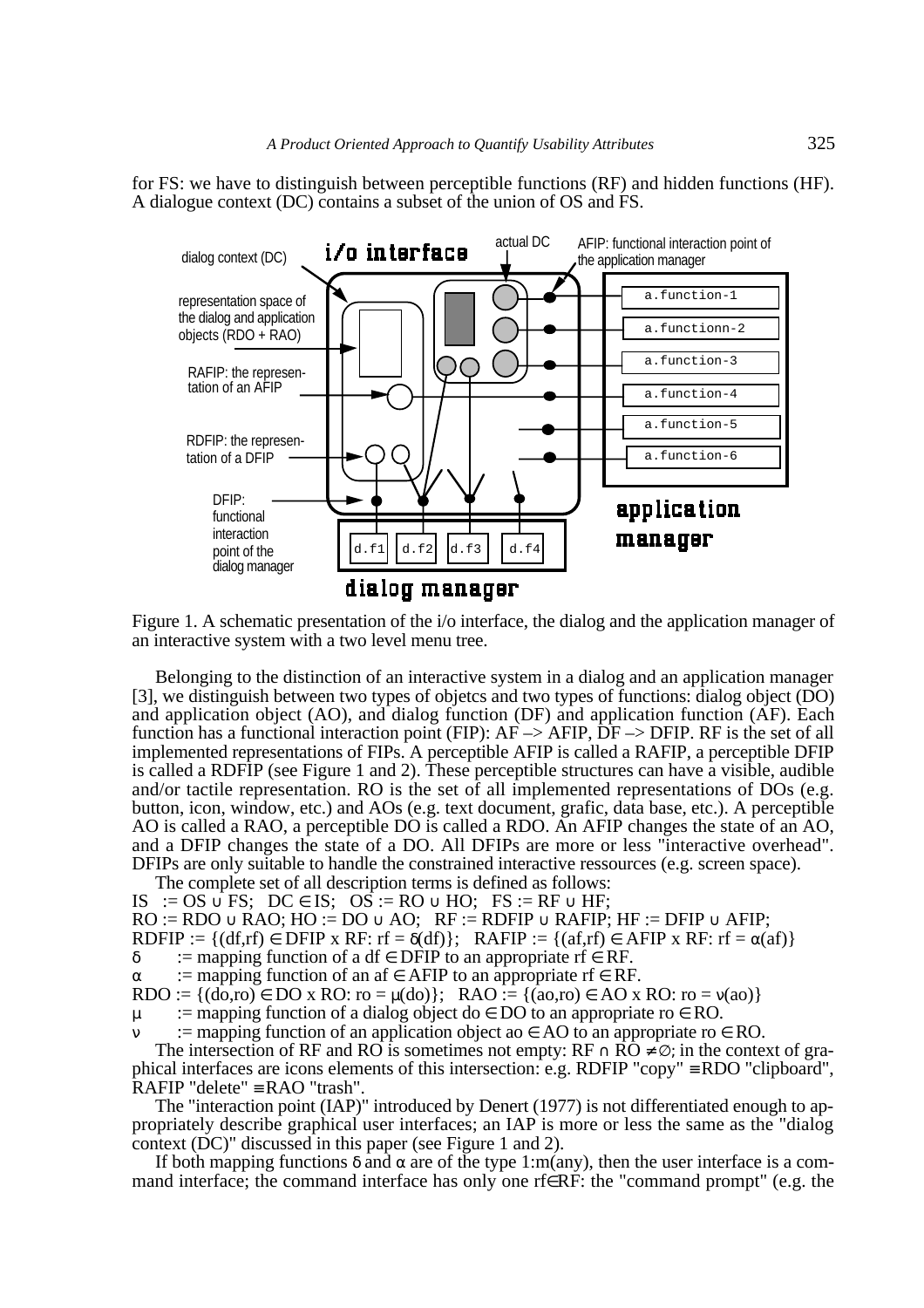for FS: we have to distinguish between perceptible functions (RF) and hidden functions (HF). A dialogue context (DC) contains a subset of the union of OS and FS.

Figure 1. A schematic presentation of the i/o interface, the dialog and the application manager of an interactive system with a two level menu tree.

Belonging to the distinction of an interactive system in a dialog and an application manager [3], we distinguish between two types of objetcs and two types of functions: dialog object (DO) and application object (AO), and dialog function (DF) and application function (AF). Each function has a functional interaction point (FIP): AF –> AFIP, DF –> DFIP. RF is the set of all implemented representations of FIPs. A perceptible AFIP is called a RAFIP, a perceptible DFIP is called a RDFIP (see Figure 1 and 2). These perceptible structures can have a visible, audible and/or tactile representation. RO is the set of all implemented representations of DOs (e.g. button, icon, window, etc.) and AOs (e.g. text document, grafic, data base, etc.). A perceptible AO is called a RAO, a perceptible DO is called a RDO. An AFIP changes the state of an AO, and a DFIP changes the state of a DO. All DFIPs are more or less "interactive overhead". DFIPs are only suitable to handle the constrained interactive ressources (e.g. screen space).

The complete set of all description terms is defined as follows:

$IS := OS \cup FS$; $DC \in IS$; $OS := RO \cup HO$; $FS := RF \cup HF$;

$RO := RDO \cup RAO$; $HO := DO \cup AO$; $RF := RDFIP \cup RAFIP$; $HF := DFIP \cup AFIP$;

$RDFIP := \{(df,rf) \in DFIP \times RF: rf = \delta(df)\}$; $RAFIP := \{(af,rf) \in AFIP \times RF: rf = \alpha(af)\}$

$\delta$ := mapping function of a $df \in DFIP$ to an appropriate $rf \in RF$.

$\alpha$ := mapping function of an $af \in AFIP$ to an appropriate $rf \in RF$.

$RDO := \{(do,ro) \in DO \times RO: ro = \mu(do)\}$; $RAO := \{(ao,ro) \in AO \times RO: ro = \nu(ao)\}$

$\mu$ := mapping function of a dialog object $do \in DO$ to an appropriate $ro \in RO$.

$\nu$ := mapping function of an application object $ao \in AO$ to an appropriate $ro \in RO$.

The intersection of RF and RO is sometimes not empty: $RF \cap RO \neq \emptyset$; in the context of graphical interfaces are icons elements of this intersection: e.g. RDFIP "copy" $\equiv$ RDO "clipboard", RAFIP "delete" $\equiv$ RAO "trash".

The "interaction point (IAP)" introduced by Denert (1977) is not differentiated enough to appropriately describe graphical user interfaces; an IAP is more or less the same as the "dialog context (DC)" discussed in this paper (see Figure 1 and 2).

If both mapping functions $\delta$ and $\alpha$ are of the type 1:m(any), then the user interface is a command interface; the command interface has only one $rf \in RF$: the "command prompt" (e.g. the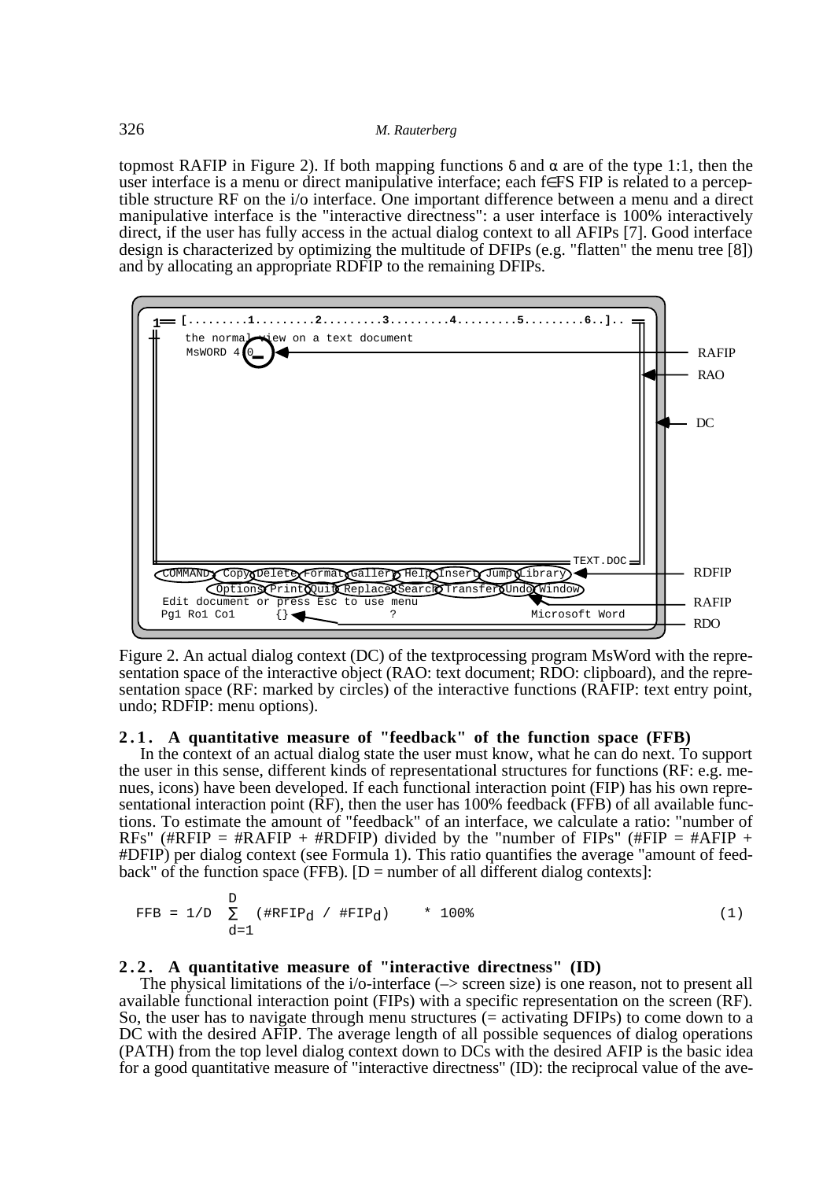topmost RAFIP in Figure 2). If both mapping functions δ and α are of the type 1:1, then the user interface is a menu or direct manipulative interface; each f∈FS FIP is related to a perceptible structure RF on the i/o interface. One important difference between a menu and a direct manipulative interface is the "interactive directness": a user interface is 100% interactively direct, if the user has fully access in the actual dialog context to all AFIPs [7]. Good interface design is characterized by optimizing the multitude of DFIPs (e.g. "flatten" the menu tree [8]) and by allocating an appropriate RDFIP to the remaining DFIPs.

Figure 2. An actual dialog context (DC) of the textprocessing program MsWord with the representation space of the interactive object (RAO: text document; RDO: clipboard), and the representation space (RF: marked by circles) of the interactive functions (RAFIP: text entry point, undo; RDFIP: menu options).

### 2.1. A quantitative measure of "feedback" of the function space (FFB)

In the context of an actual dialog state the user must know, what he can do next. To support the user in this sense, different kinds of representational structures for functions (RF: e.g. menues, icons) have been developed. If each functional interaction point (FIP) has his own representational interaction point (RF), then the user has 100% feedback (FFB) of all available functions. To estimate the amount of "feedback" of an interface, we calculate a ratio: "number of RFs" (#RFIP = #RAFIP + #RDFIP) divided by the "number of FIPs" (#FIP = #AFIP + #DFIP) per dialog context (see Formula 1). This ratio quantifies the average "amount of feedback" of the function space (FFB). [D = number of all different dialog contexts]:

$$FFB = 1/D \sum_{d=1}^{D} (\#RFIP_d \, / \, \#FIP_d) \quad * \, 100\% \qquad (1)$$

### 2.2. A quantitative measure of "interactive directness" (ID)

The physical limitations of the i/o-interface (–> screen size) is one reason, not to present all available functional interaction point (FIPs) with a specific representation on the screen (RF). So, the user has to navigate through menu structures (= activating DFIPs) to come down to a DC with the desired AFIP. The average length of all possible sequences of dialog operations (PATH) from the top level dialog context down to DCs with the desired AFIP is the basic idea for a good quantitative measure of "interactive directness" (ID): the reciprocal value of the ave-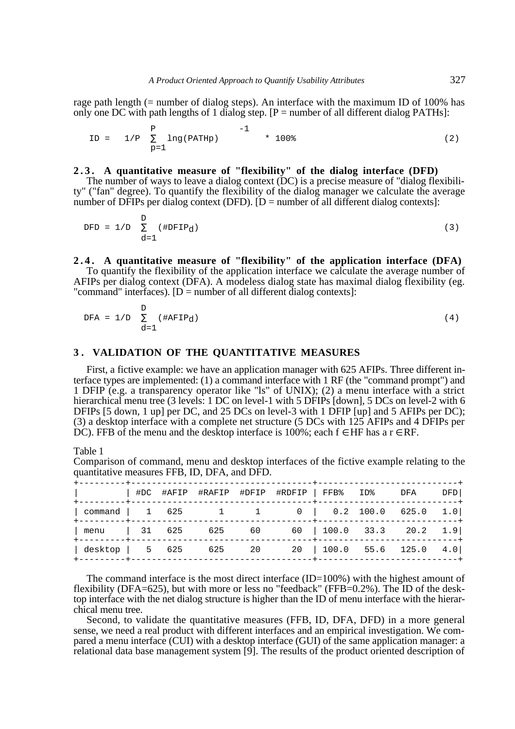rage path length (= number of dialog steps). An interface with the maximum ID of 100% has only one DC with path lengths of 1 dialog step. [P = number of all different dialog PATHs]:

$$ID = \left( 1/P \sum_{p=1}^{P} \text{lng}(PATH_p) \right)^{-1} * 100\% \qquad (2)$$

### 2.3. A quantitative measure of "flexibility" of the dialog interface (DFD)

The number of ways to leave a dialog context (DC) is a precise measure of "dialog flexibility" ("fan" degree). To quantify the flexibility of the dialog manager we calculate the average number of DFIPs per dialog context (DFD). [D = number of all different dialog contexts]:

$$DFD = 1/D \sum_{d=1}^{D} (\#DFIP_d) \qquad (3)$$

### 2.4. A quantitative measure of "flexibility" of the application interface (DFA)

To quantify the flexibility of the application interface we calculate the average number of AFIPs per dialog context (DFA). A modeless dialog state has maximal dialog flexibility (eg. "command" interfaces). [D = number of all different dialog contexts]:

$$DFA = 1/D \sum_{d=1}^{D} (\#AFIP_d) \qquad (4)$$

## 3. VALIDATION OF THE QUANTITATIVE MEASURES

First, a fictive example: we have an application manager with 625 AFIPs. Three different interface types are implemented: (1) a command interface with 1 RF (the "command prompt") and 1 DFIP (e.g. a transparency operator like "ls" of UNIX); (2) a menu interface with a strict hierarchical menu tree (3 levels: 1 DC on level-1 with 5 DFIPs [down], 5 DCs on level-2 with 6 DFIPs [5 down, 1 up] per DC, and 25 DCs on level-3 with 1 DFIP [up] and 5 AFIPs per DC); (3) a desktop interface with a complete net structure (5 DCs with 125 AFIPs and 4 DFIPs per DC). FFB of the menu and the desktop interface is 100%; each $f \in HF$ has a $r \in RF$.

Table 1
Comparison of command, menu and desktop interfaces of the fictive example relating to the quantitative measures FFB, ID, DFA, and DFD.

| | #DC | #AFIP | #RAFIP | #DFIP | #RDFIP | FFB% | ID% | DFA | DFD |
|---|---|---|---|---|---|---|---|---|---|
| command | 1 | 625 | 1 | 1 | 0 | 0.2 | 100.0 | 625.0 | 1.0 |
| menu | 31 | 625 | 625 | 60 | 60 | 100.0 | 33.3 | 20.2 | 1.9 |
| desktop | 5 | 625 | 625 | 20 | 20 | 100.0 | 55.6 | 125.0 | 4.0 |

The command interface is the most direct interface (ID=100%) with the highest amount of flexibility (DFA=625), but with more or less no "feedback" (FFB=0.2%). The ID of the desktop interface with the net dialog structure is higher than the ID of menu interface with the hierarchical menu tree.

Second, to validate the quantitative measures (FFB, ID, DFA, DFD) in a more general sense, we need a real product with different interfaces and an empirical investigation. We compared a menu interface (CUI) with a desktop interface (GUI) of the same application manager: a relational data base management system [9]. The results of the product oriented description of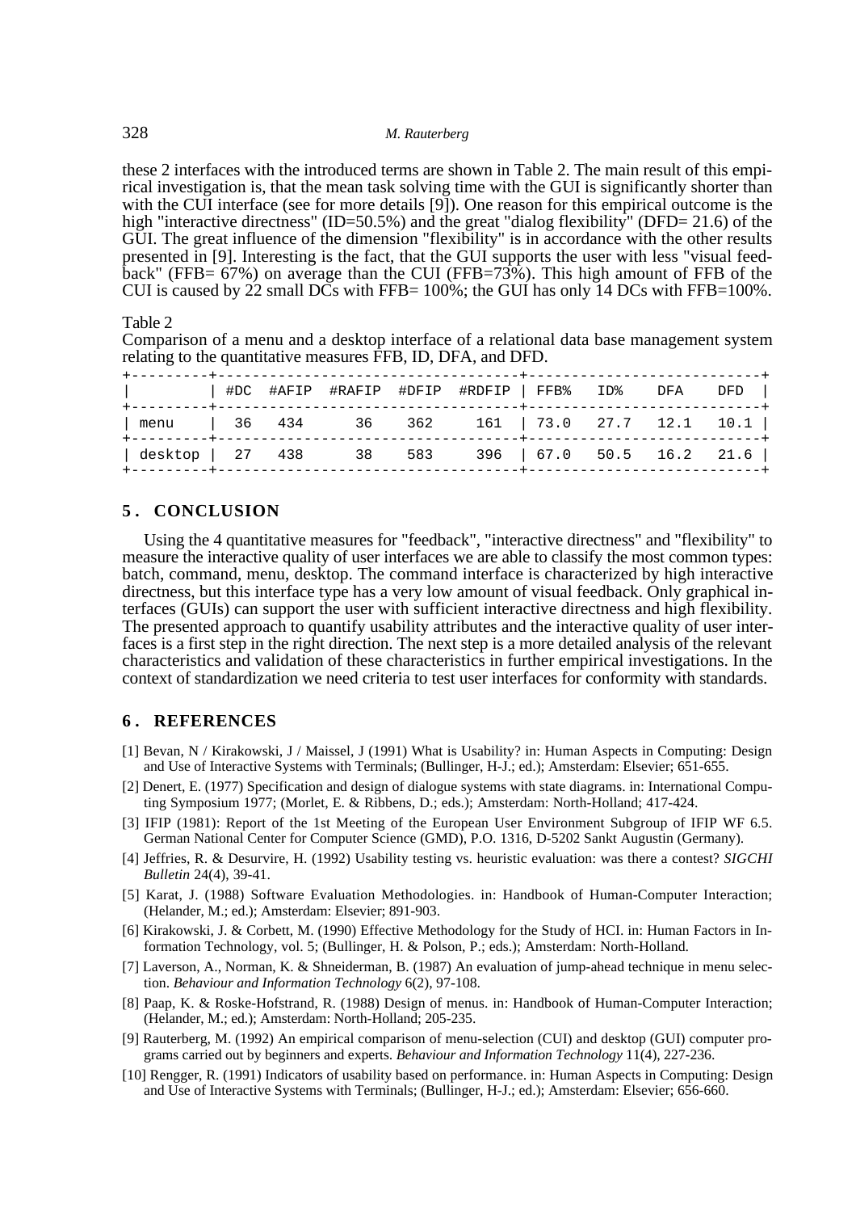these 2 interfaces with the introduced terms are shown in Table 2. The main result of this empirical investigation is, that the mean task solving time with the GUI is significantly shorter than with the CUI interface (see for more details [9]). One reason for this empirical outcome is the high "interactive directness" (ID=50.5%) and the great "dialog flexibility" (DFD= 21.6) of the GUI. The great influence of the dimension "flexibility" is in accordance with the other results presented in [9]. Interesting is the fact, that the GUI supports the user with less "visual feedback" (FFB= 67%) on average than the CUI (FFB=73%). This high amount of FFB of the CUI is caused by 22 small DCs with FFB= 100%; the GUI has only 14 DCs with FFB=100%.

Table 2
Comparison of a menu and a desktop interface of a relational data base management system relating to the quantitative measures FFB, ID, DFA, and DFD.

| | #DC | #AFIP | #RAFIP | #DFIP | #RDFIP | FFB% | ID% | DFA | DFD |
|---|---|---|---|---|---|---|---|---|---|
| menu | 36 | 434 | 36 | 362 | 161 | 73.0 | 27.7 | 12.1 | 10.1 |
| desktop | 27 | 438 | 38 | 583 | 396 | 67.0 | 50.5 | 16.2 | 21.6 |

## 5. CONCLUSION

Using the 4 quantitative measures for "feedback", "interactive directness" and "flexibility" to measure the interactive quality of user interfaces we are able to classify the most common types: batch, command, menu, desktop. The command interface is characterized by high interactive directness, but this interface type has a very low amount of visual feedback. Only graphical interfaces (GUIs) can support the user with sufficient interactive directness and high flexibility. The presented approach to quantify usability attributes and the interactive quality of user interfaces is a first step in the right direction. The next step is a more detailed analysis of the relevant characteristics and validation of these characteristics in further empirical investigations. In the context of standardization we need criteria to test user interfaces for conformity with standards.

## 6. REFERENCES

[1] Bevan, N / Kirakowski, J / Maissel, J (1991) What is Usability? in: Human Aspects in Computing: Design and Use of Interactive Systems with Terminals; (Bullinger, H-J.; ed.); Amsterdam: Elsevier; 651-655.

[2] Denert, E. (1977) Specification and design of dialogue systems with state diagrams. in: International Computing Symposium 1977; (Morlet, E. & Ribbens, D.; eds.); Amsterdam: North-Holland; 417-424.

[3] IFIP (1981): Report of the 1st Meeting of the European User Environment Subgroup of IFIP WF 6.5. German National Center for Computer Science (GMD), P.O. 1316, D-5202 Sankt Augustin (Germany).

[4] Jeffries, R. & Desurvire, H. (1992) Usability testing vs. heuristic evaluation: was there a contest? *SIGCHI Bulletin* 24(4), 39-41.

[5] Karat, J. (1988) Software Evaluation Methodologies. in: Handbook of Human-Computer Interaction; (Helander, M.; ed.); Amsterdam: Elsevier; 891-903.

[6] Kirakowski, J. & Corbett, M. (1990) Effective Methodology for the Study of HCI. in: Human Factors in Information Technology, vol. 5; (Bullinger, H. & Polson, P.; eds.); Amsterdam: North-Holland.

[7] Laverson, A., Norman, K. & Shneiderman, B. (1987) An evaluation of jump-ahead technique in menu selection. *Behaviour and Information Technology* 6(2), 97-108.

[8] Paap, K. & Roske-Hofstrand, R. (1988) Design of menus. in: Handbook of Human-Computer Interaction; (Helander, M.; ed.); Amsterdam: North-Holland; 205-235.

[9] Rauterberg, M. (1992) An empirical comparison of menu-selection (CUI) and desktop (GUI) computer programs carried out by beginners and experts. *Behaviour and Information Technology* 11(4), 227-236.

[10] Rengger, R. (1991) Indicators of usability based on performance. in: Human Aspects in Computing: Design and Use of Interactive Systems with Terminals; (Bullinger, H-J.; ed.); Amsterdam: Elsevier; 656-660.